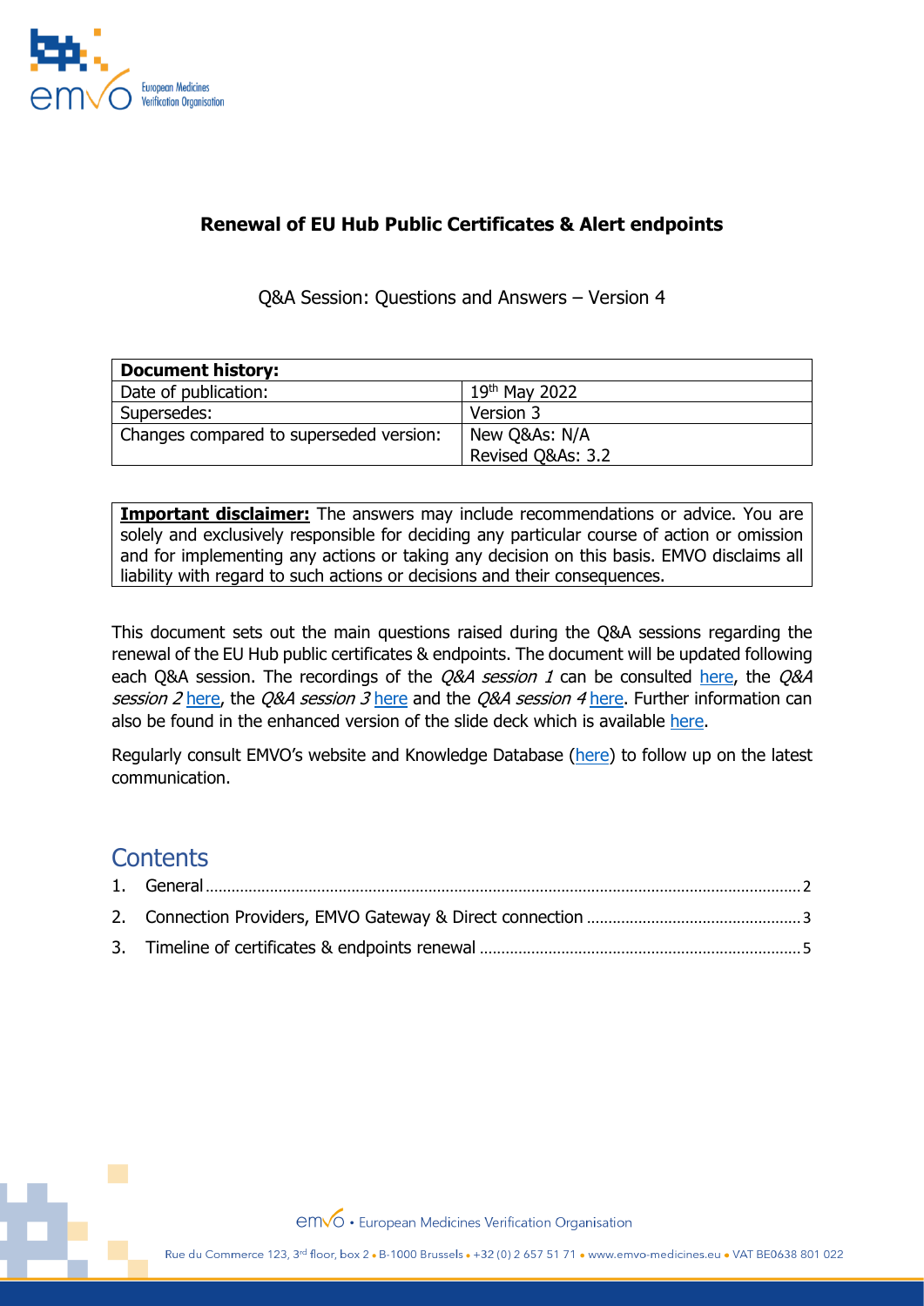## Renewal of EU Hub Public Certificates & Alert endpoints

Q&A Session: Questions and Answers – Version 4

| Document history: | |
|---|---|
| Date of publication: | 19th May 2022 |
| Supersedes: | Version 3 |
| Changes compared to superseded version: | New Q&As: N/A<br>Revised Q&As: 3.2 |

| **Important disclaimer:** The answers may include recommendations or advice. You are solely and exclusively responsible for deciding any particular course of action or omission and for implementing any actions or taking any decision on this basis. EMVO disclaims all liability with regard to such actions or decisions and their consequences. |
|---|

This document sets out the main questions raised during the Q&A sessions regarding the renewal of the EU Hub public certificates & endpoints. The document will be updated following each Q&A session. The recordings of the *Q&A session 1* can be consulted here, the *Q&A session 2* here, the *Q&A session 3* here and the *Q&A session 4* here. Further information can also be found in the enhanced version of the slide deck which is available here.

Regularly consult EMVO's website and Knowledge Database (here) to follow up on the latest communication.

## Contents

1. General .......... 2
2. Connection Providers, EMVO Gateway & Direct connection .......... 3
3. Timeline of certificates & endpoints renewal .......... 5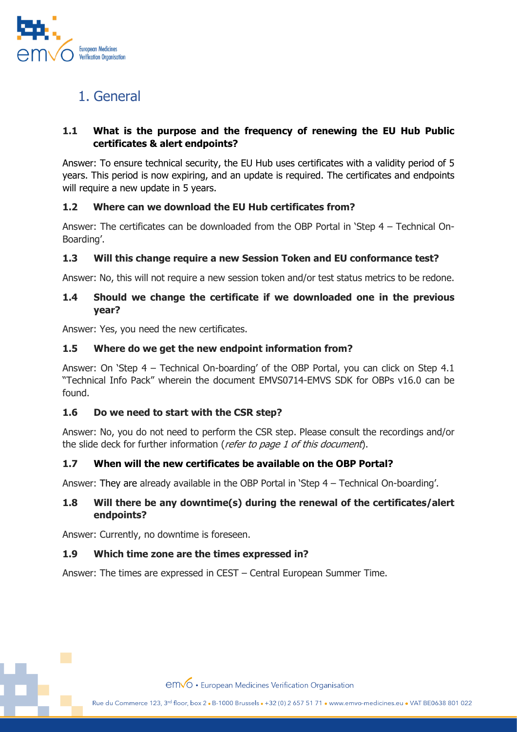# 1. General

### 1.1 What is the purpose and the frequency of renewing the EU Hub Public certificates & alert endpoints?

Answer: To ensure technical security, the EU Hub uses certificates with a validity period of 5 years. This period is now expiring, and an update is required. The certificates and endpoints will require a new update in 5 years.

### 1.2 Where can we download the EU Hub certificates from?

Answer: The certificates can be downloaded from the OBP Portal in 'Step 4 – Technical On-Boarding'.

### 1.3 Will this change require a new Session Token and EU conformance test?

Answer: No, this will not require a new session token and/or test status metrics to be redone.

### 1.4 Should we change the certificate if we downloaded one in the previous year?

Answer: Yes, you need the new certificates.

### 1.5 Where do we get the new endpoint information from?

Answer: On 'Step 4 – Technical On-boarding' of the OBP Portal, you can click on Step 4.1 "Technical Info Pack" wherein the document EMVS0714-EMVS SDK for OBPs v16.0 can be found.

### 1.6 Do we need to start with the CSR step?

Answer: No, you do not need to perform the CSR step. Please consult the recordings and/or the slide deck for further information (*refer to page 1 of this document*).

### 1.7 When will the new certificates be available on the OBP Portal?

Answer: They are already available in the OBP Portal in 'Step 4 – Technical On-boarding'.

### 1.8 Will there be any downtime(s) during the renewal of the certificates/alert endpoints?

Answer: Currently, no downtime is foreseen.

### 1.9 Which time zone are the times expressed in?

Answer: The times are expressed in CEST – Central European Summer Time.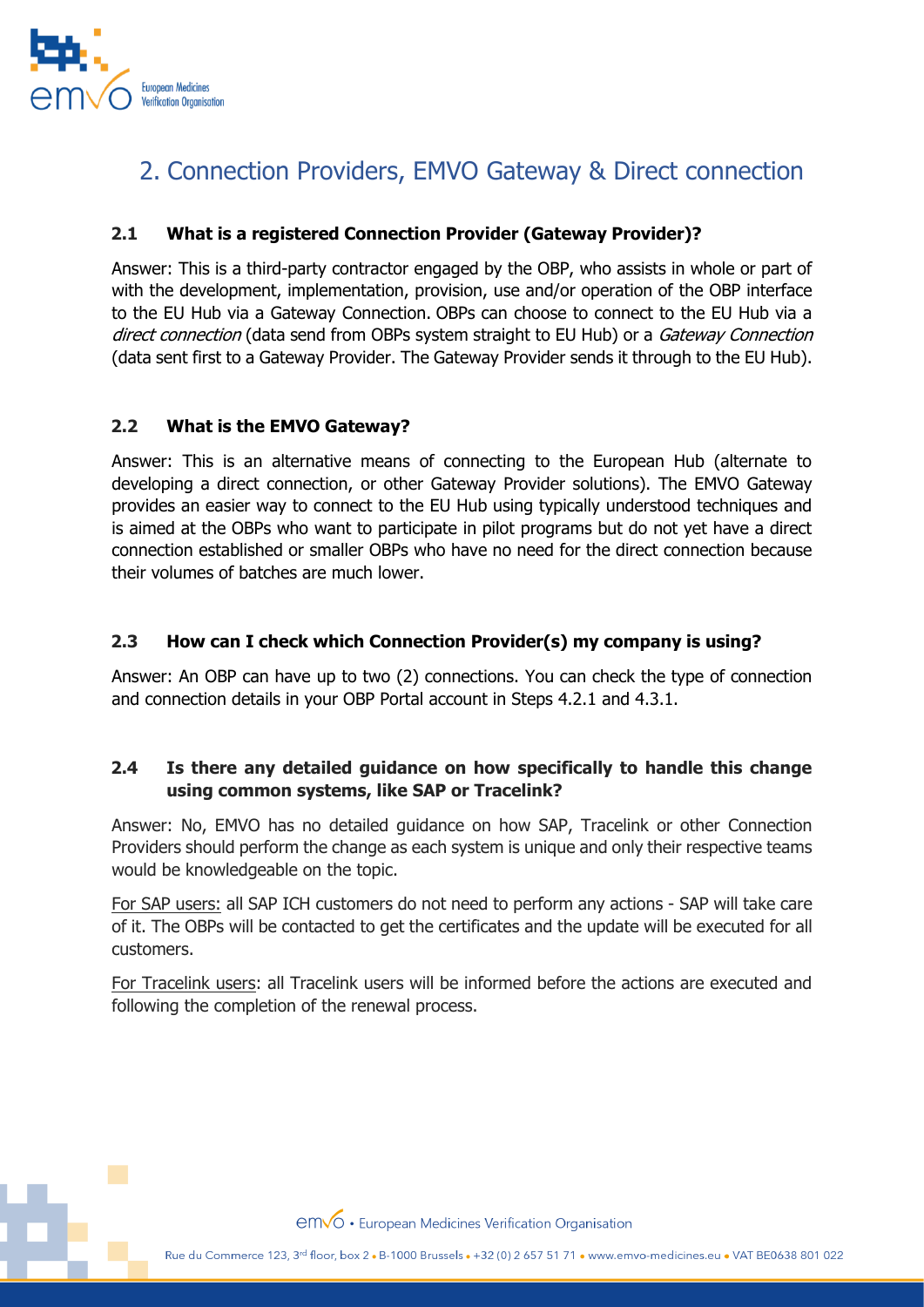# 2. Connection Providers, EMVO Gateway & Direct connection

## 2.1 What is a registered Connection Provider (Gateway Provider)?

Answer: This is a third-party contractor engaged by the OBP, who assists in whole or part of with the development, implementation, provision, use and/or operation of the OBP interface to the EU Hub via a Gateway Connection. OBPs can choose to connect to the EU Hub via a *direct connection* (data send from OBPs system straight to EU Hub) or a *Gateway Connection* (data sent first to a Gateway Provider. The Gateway Provider sends it through to the EU Hub).

## 2.2 What is the EMVO Gateway?

Answer: This is an alternative means of connecting to the European Hub (alternate to developing a direct connection, or other Gateway Provider solutions). The EMVO Gateway provides an easier way to connect to the EU Hub using typically understood techniques and is aimed at the OBPs who want to participate in pilot programs but do not yet have a direct connection established or smaller OBPs who have no need for the direct connection because their volumes of batches are much lower.

## 2.3 How can I check which Connection Provider(s) my company is using?

Answer: An OBP can have up to two (2) connections. You can check the type of connection and connection details in your OBP Portal account in Steps 4.2.1 and 4.3.1.

## 2.4 Is there any detailed guidance on how specifically to handle this change using common systems, like SAP or Tracelink?

Answer: No, EMVO has no detailed guidance on how SAP, Tracelink or other Connection Providers should perform the change as each system is unique and only their respective teams would be knowledgeable on the topic.

<u>For SAP users:</u> all SAP ICH customers do not need to perform any actions - SAP will take care of it. The OBPs will be contacted to get the certificates and the update will be executed for all customers.

<u>For Tracelink users</u>: all Tracelink users will be informed before the actions are executed and following the completion of the renewal process.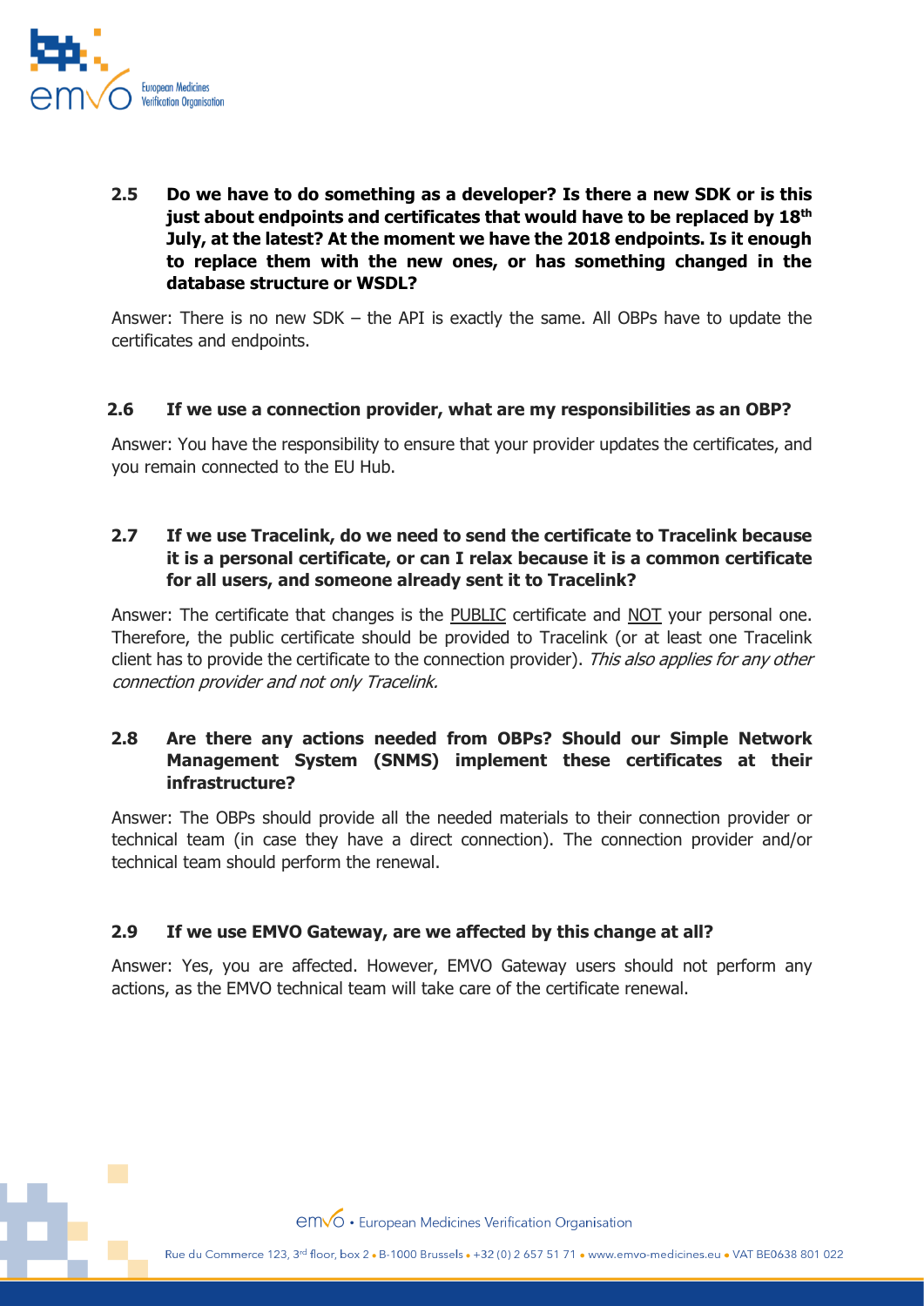### 2.5 Do we have to do something as a developer? Is there a new SDK or is this just about endpoints and certificates that would have to be replaced by 18th July, at the latest? At the moment we have the 2018 endpoints. Is it enough to replace them with the new ones, or has something changed in the database structure or WSDL?

Answer: There is no new SDK – the API is exactly the same. All OBPs have to update the certificates and endpoints.

### 2.6 If we use a connection provider, what are my responsibilities as an OBP?

Answer: You have the responsibility to ensure that your provider updates the certificates, and you remain connected to the EU Hub.

### 2.7 If we use Tracelink, do we need to send the certificate to Tracelink because it is a personal certificate, or can I relax because it is a common certificate for all users, and someone already sent it to Tracelink?

Answer: The certificate that changes is the <u>PUBLIC</u> certificate and <u>NOT</u> your personal one. Therefore, the public certificate should be provided to Tracelink (or at least one Tracelink client has to provide the certificate to the connection provider). *This also applies for any other connection provider and not only Tracelink.*

### 2.8 Are there any actions needed from OBPs? Should our Simple Network Management System (SNMS) implement these certificates at their infrastructure?

Answer: The OBPs should provide all the needed materials to their connection provider or technical team (in case they have a direct connection). The connection provider and/or technical team should perform the renewal.

### 2.9 If we use EMVO Gateway, are we affected by this change at all?

Answer: Yes, you are affected. However, EMVO Gateway users should not perform any actions, as the EMVO technical team will take care of the certificate renewal.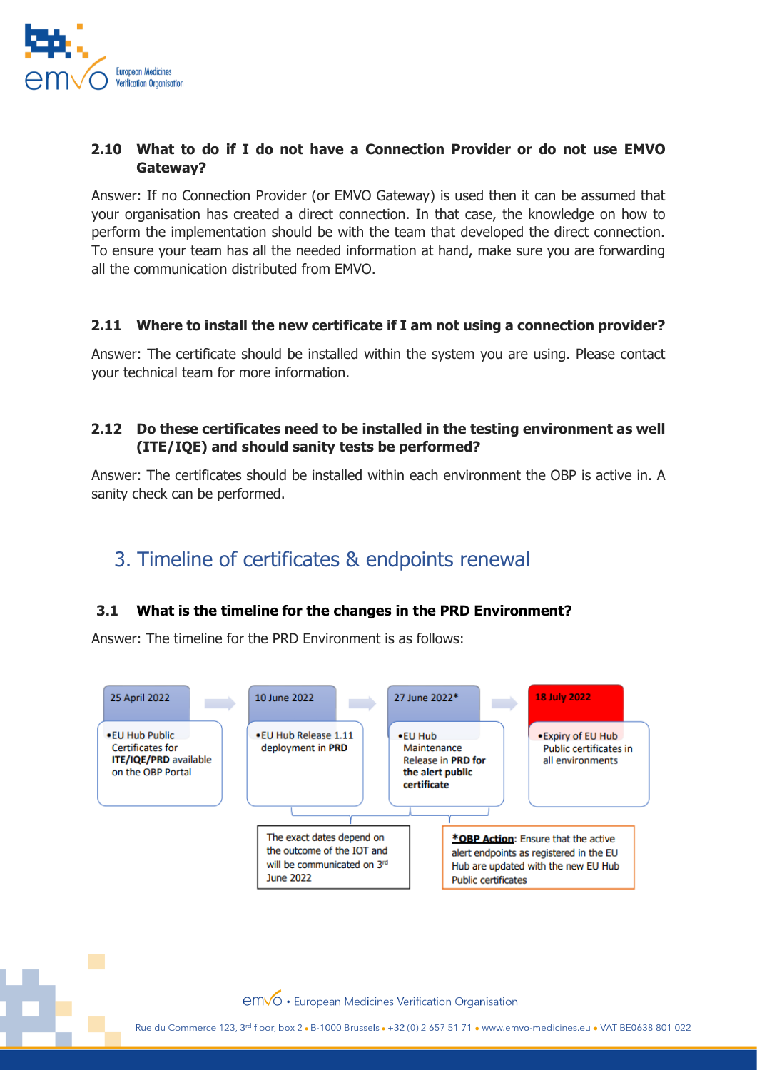### 2.10 What to do if I do not have a Connection Provider or do not use EMVO Gateway?

Answer: If no Connection Provider (or EMVO Gateway) is used then it can be assumed that your organisation has created a direct connection. In that case, the knowledge on how to perform the implementation should be with the team that developed the direct connection. To ensure your team has all the needed information at hand, make sure you are forwarding all the communication distributed from EMVO.

### 2.11 Where to install the new certificate if I am not using a connection provider?

Answer: The certificate should be installed within the system you are using. Please contact your technical team for more information.

### 2.12 Do these certificates need to be installed in the testing environment as well (ITE/IQE) and should sanity tests be performed?

Answer: The certificates should be installed within each environment the OBP is active in. A sanity check can be performed.

## 3. Timeline of certificates & endpoints renewal

### 3.1 What is the timeline for the changes in the PRD Environment?

Answer: The timeline for the PRD Environment is as follows:

**25 April 2022**
- EU Hub Public Certificates for **ITE/IQE/PRD** available on the OBP Portal

**10 June 2022**
- EU Hub Release 1.11 deployment in **PRD**

**27 June 2022***
- EU Hub Maintenance Release in **PRD for the alert public certificate**

**18 July 2022**
- Expiry of EU Hub Public certificates in all environments

The exact dates depend on the outcome of the IOT and will be communicated on 3rd June 2022

***OBP Action**: Ensure that the active alert endpoints as registered in the EU Hub are updated with the new EU Hub Public certificates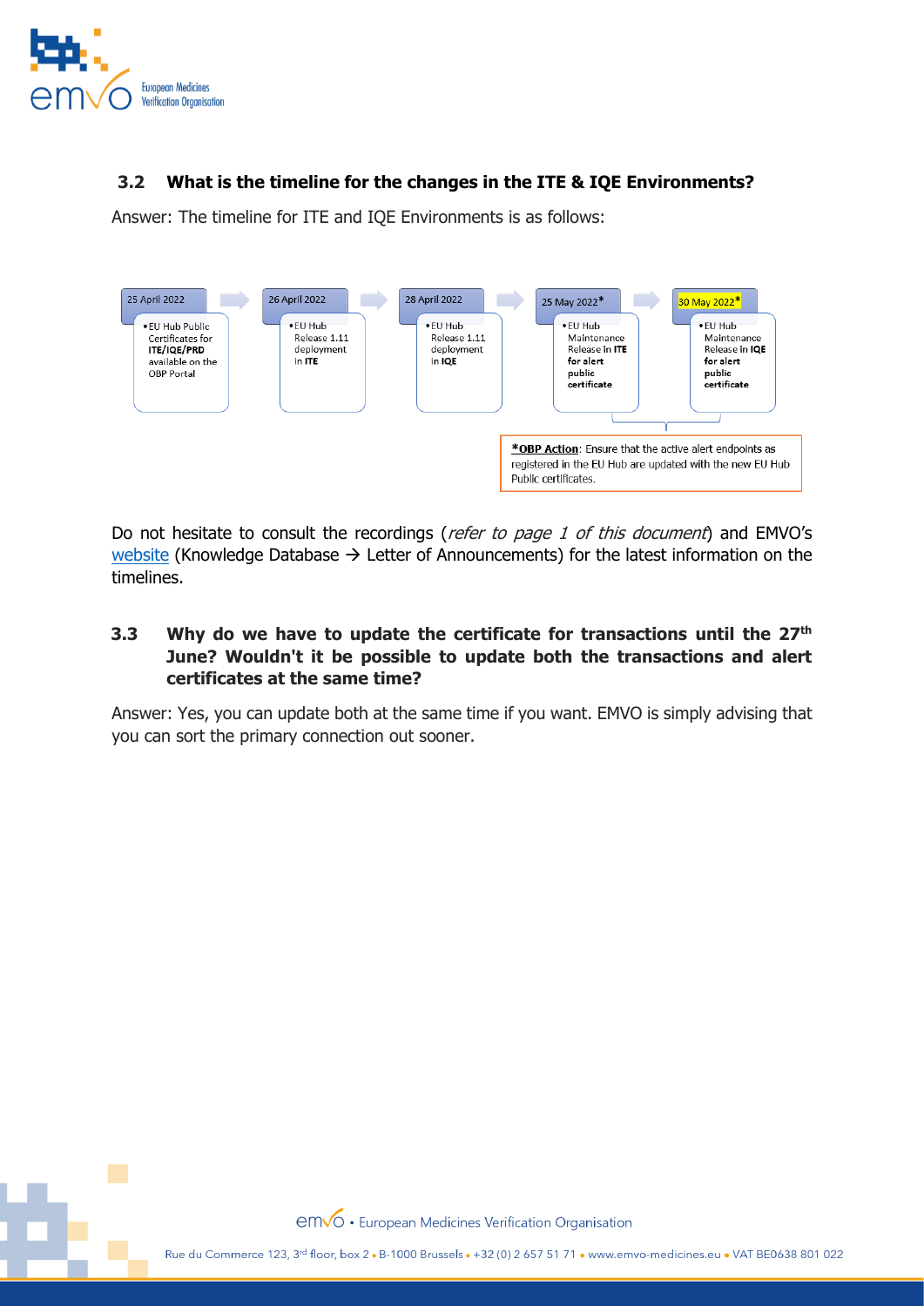### 3.2 What is the timeline for the changes in the ITE & IQE Environments?

Answer: The timeline for ITE and IQE Environments is as follows:

25 April 2022
- EU Hub Public Certificates for **ITE/IQE/PRD** available on the OBP Portal

26 April 2022
- EU Hub Release 1.11 deployment in **ITE**

28 April 2022
- EU Hub Release 1.11 deployment in **IQE**

25 May 2022*
- EU Hub Maintenance Release in **ITE for alert public certificate**

30 May 2022*
- EU Hub Maintenance Release in **IQE for alert public certificate**

***OBP Action**: Ensure that the active alert endpoints as registered in the EU Hub are updated with the new EU Hub Public certificates.

Do not hesitate to consult the recordings (*refer to page 1 of this document*) and EMVO's website (Knowledge Database → Letter of Announcements) for the latest information on the timelines.

### 3.3 Why do we have to update the certificate for transactions until the 27th June? Wouldn't it be possible to update both the transactions and alert certificates at the same time?

Answer: Yes, you can update both at the same time if you want. EMVO is simply advising that you can sort the primary connection out sooner.